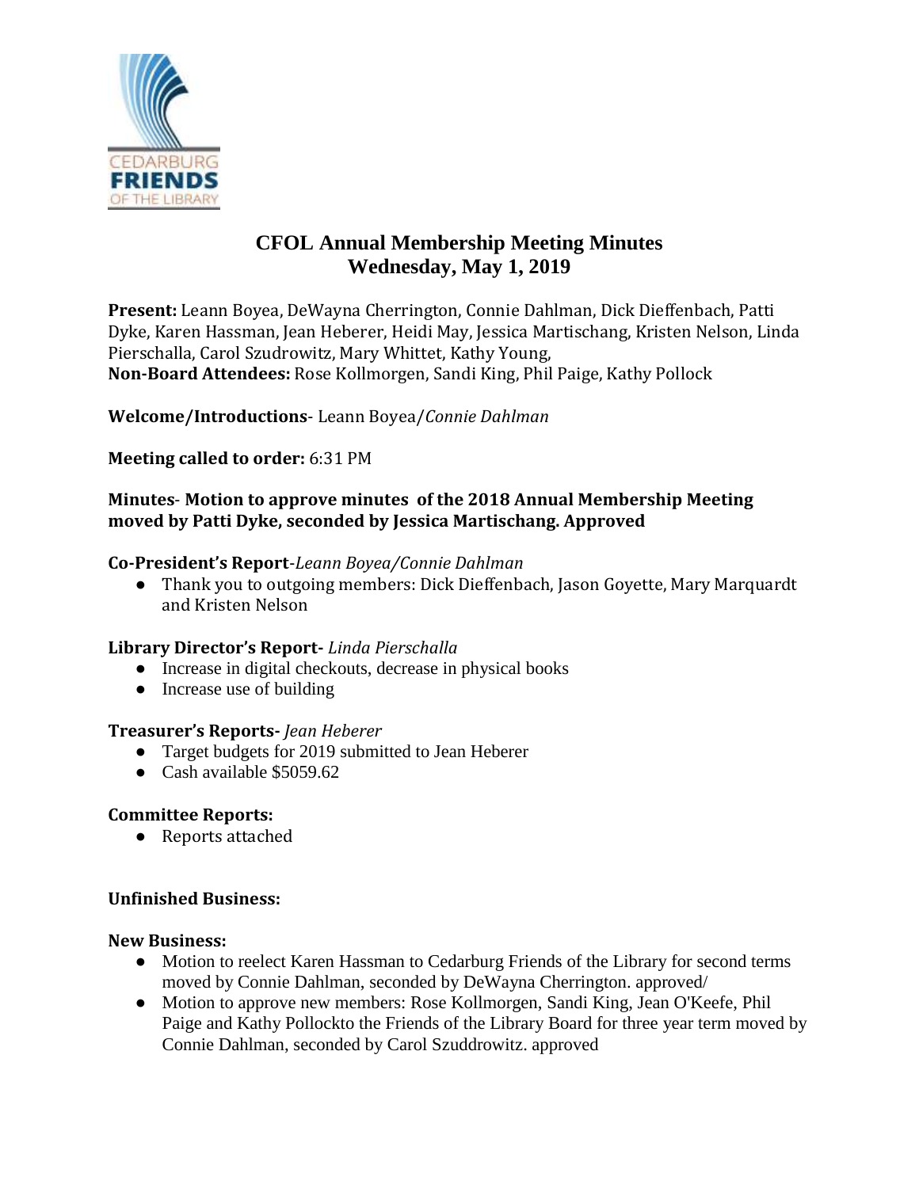# CFOL Annual Membership Meeting Minutes
## Wednesday, May 1, 2019

**Present:** Leann Boyea, DeWayna Cherrington, Connie Dahlman, Dick Dieffenbach, Patti Dyke, Karen Hassman, Jean Heberer, Heidi May, Jessica Martischang, Kristen Nelson, Linda Pierschalla, Carol Szudrowitz, Mary Whittet, Kathy Young,
**Non-Board Attendees:** Rose Kollmorgen, Sandi King, Phil Paige, Kathy Pollock

**Welcome/Introductions**- Leann Boyea/*Connie Dahlman*

**Meeting called to order:** 6:31 PM

**Minutes- Motion to approve minutes of the 2018 Annual Membership Meeting moved by Patti Dyke, seconded by Jessica Martischang. Approved**

**Co-President's Report**-*Leann Boyea/Connie Dahlman*

- Thank you to outgoing members: Dick Dieffenbach, Jason Goyette, Mary Marquardt and Kristen Nelson

**Library Director's Report-** *Linda Pierschalla*

- Increase in digital checkouts, decrease in physical books
- Increase use of building

**Treasurer's Reports-** *Jean Heberer*

- Target budgets for 2019 submitted to Jean Heberer
- Cash available $5059.62

**Committee Reports:**

- Reports attached

**Unfinished Business:**

**New Business:**

- Motion to reelect Karen Hassman to Cedarburg Friends of the Library for second terms moved by Connie Dahlman, seconded by DeWayna Cherrington. approved/
- Motion to approve new members: Rose Kollmorgen, Sandi King, Jean O'Keefe, Phil Paige and Kathy Pollockto the Friends of the Library Board for three year term moved by Connie Dahlman, seconded by Carol Szuddrowitz. approved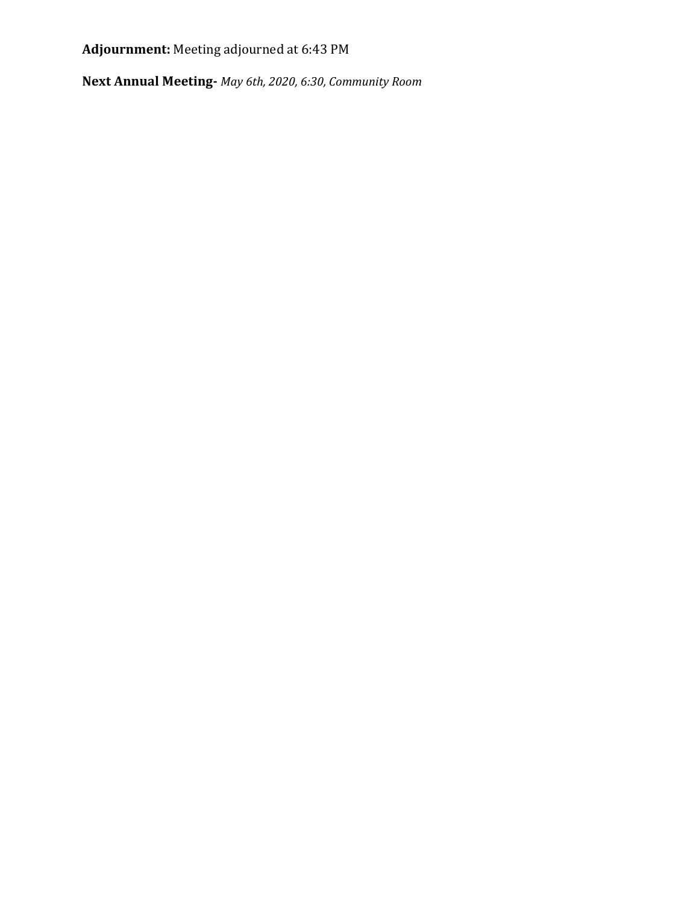**Adjournment:** Meeting adjourned at 6:43 PM

**Next Annual Meeting-** *May 6th, 2020, 6:30, Community Room*